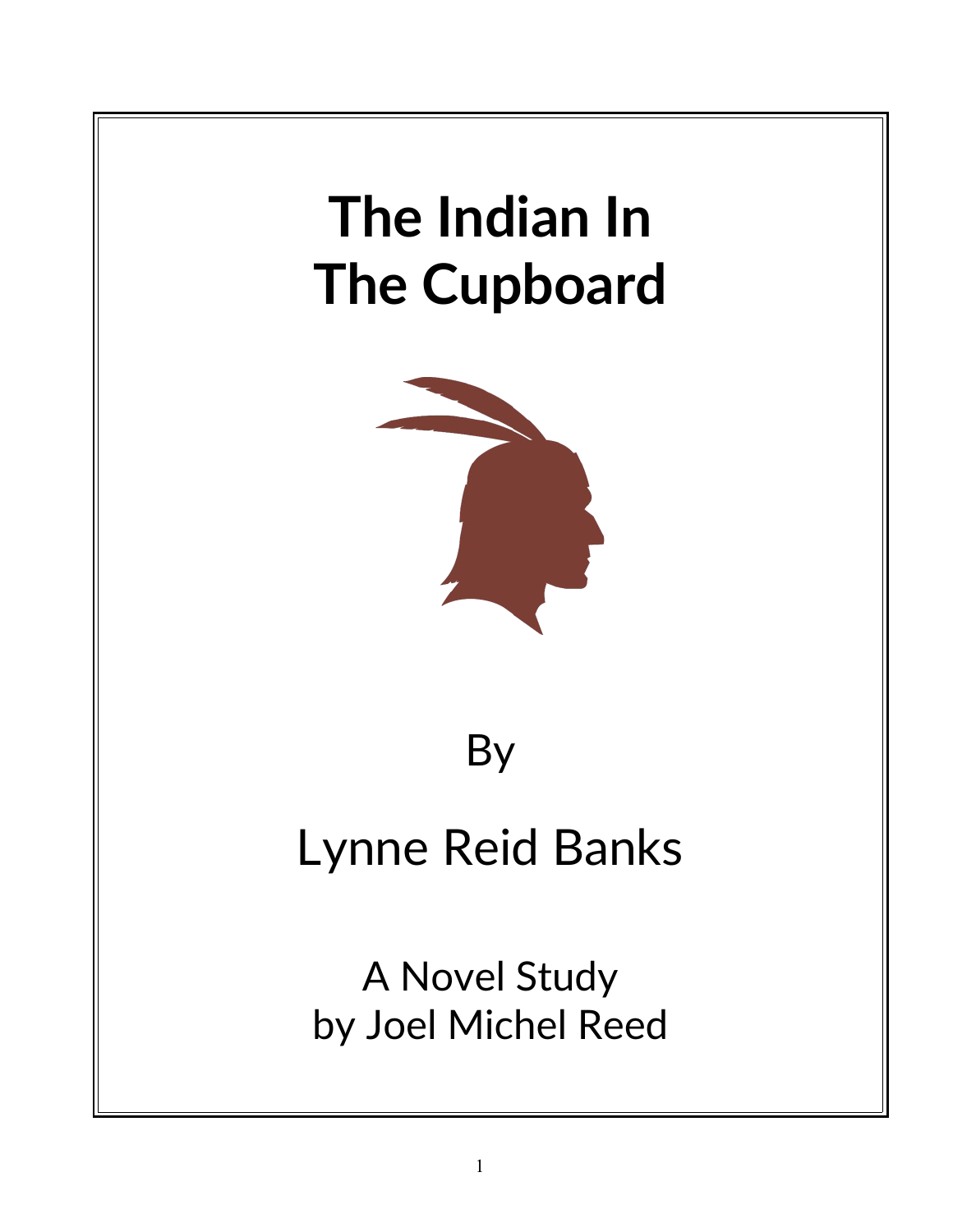# The Indian In The Cupboard

By

Lynne Reid Banks

A Novel Study
by Joel Michel Reed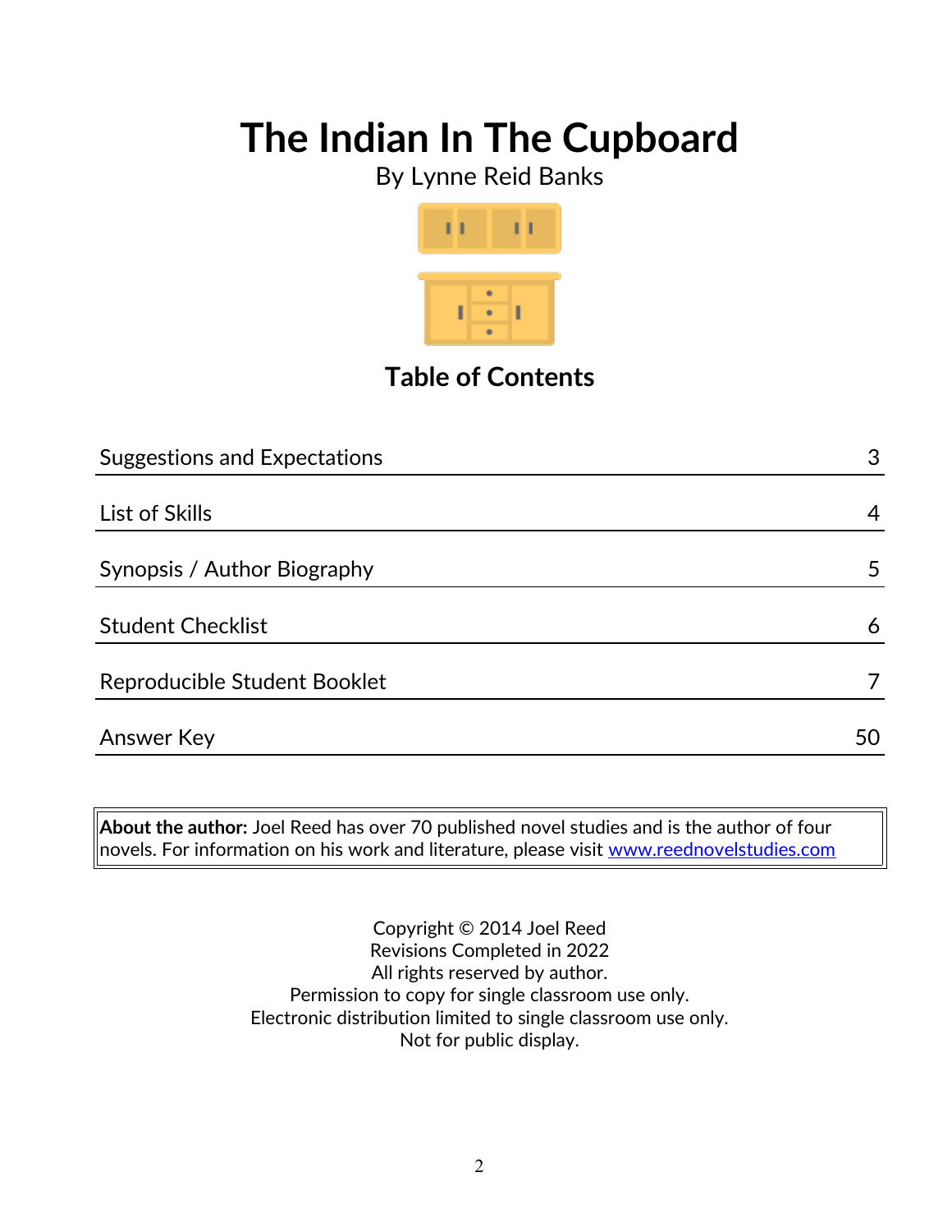# The Indian In The Cupboard

By Lynne Reid Banks

## Table of Contents

| | |
|---|---|
| Suggestions and Expectations | 3 |
| List of Skills | 4 |
| Synopsis / Author Biography | 5 |
| Student Checklist | 6 |
| Reproducible Student Booklet | 7 |
| Answer Key | 50 |

**About the author:** Joel Reed has over 70 published novel studies and is the author of four novels. For information on his work and literature, please visit www.reednovelstudies.com

Copyright © 2014 Joel Reed
Revisions Completed in 2022
All rights reserved by author.
Permission to copy for single classroom use only.
Electronic distribution limited to single classroom use only.
Not for public display.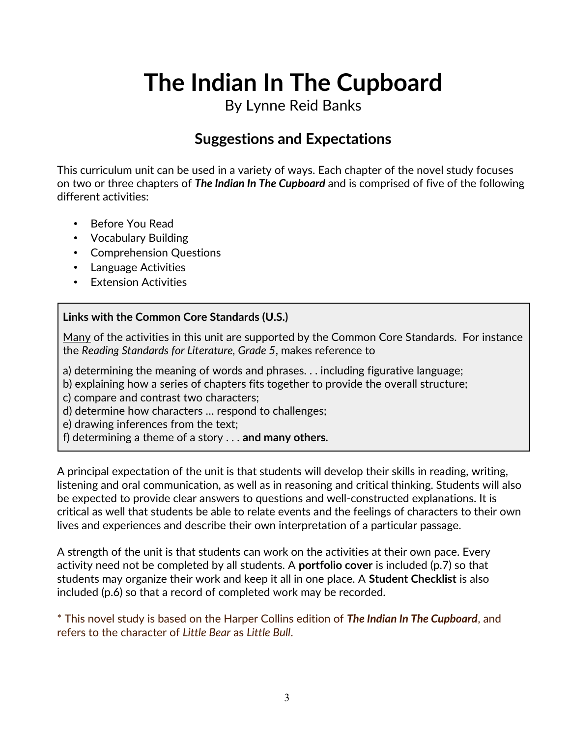# The Indian In The Cupboard

By Lynne Reid Banks

## Suggestions and Expectations

This curriculum unit can be used in a variety of ways. Each chapter of the novel study focuses on two or three chapters of ***The Indian In The Cupboard*** and is comprised of five of the following different activities:

- Before You Read
- Vocabulary Building
- Comprehension Questions
- Language Activities
- Extension Activities

**Links with the Common Core Standards (U.S.)**

<u>Many</u> of the activities in this unit are supported by the Common Core Standards. For instance the *Reading Standards for Literature, Grade 5*, makes reference to

a) determining the meaning of words and phrases. . . including figurative language;
b) explaining how a series of chapters fits together to provide the overall structure;
c) compare and contrast two characters;
d) determine how characters … respond to challenges;
e) drawing inferences from the text;
f) determining a theme of a story . . . **and many others.**

A principal expectation of the unit is that students will develop their skills in reading, writing, listening and oral communication, as well as in reasoning and critical thinking. Students will also be expected to provide clear answers to questions and well-constructed explanations. It is critical as well that students be able to relate events and the feelings of characters to their own lives and experiences and describe their own interpretation of a particular passage.

A strength of the unit is that students can work on the activities at their own pace. Every activity need not be completed by all students. A **portfolio cover** is included (p.7) so that students may organize their work and keep it all in one place. A **Student Checklist** is also included (p.6) so that a record of completed work may be recorded.

* This novel study is based on the Harper Collins edition of ***The Indian In The Cupboard***, and refers to the character of *Little Bear* as *Little Bull*.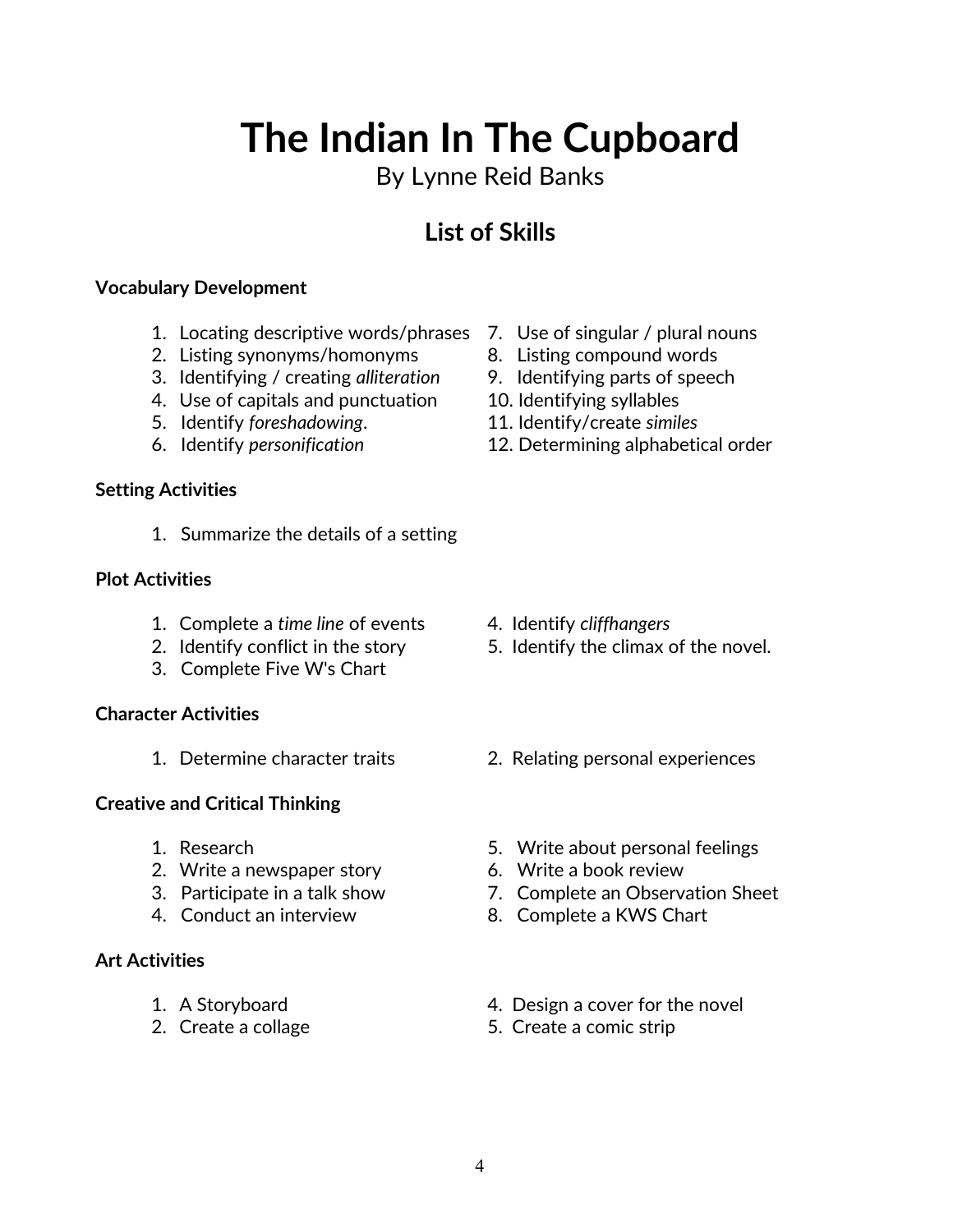# The Indian In The Cupboard

By Lynne Reid Banks

## List of Skills

**Vocabulary Development**

1. Locating descriptive words/phrases
2. Listing synonyms/homonyms
3. Identifying / creating *alliteration*
4. Use of capitals and punctuation
5. Identify *foreshadowing*.
6. Identify *personification*
7. Use of singular / plural nouns
8. Listing compound words
9. Identifying parts of speech
10. Identifying syllables
11. Identify/create *similes*
12. Determining alphabetical order

**Setting Activities**

1. Summarize the details of a setting

**Plot Activities**

1. Complete a *time line* of events
2. Identify conflict in the story
3. Complete Five W's Chart
4. Identify *cliffhangers*
5. Identify the climax of the novel.

**Character Activities**

1. Determine character traits
2. Relating personal experiences

**Creative and Critical Thinking**

1. Research
2. Write a newspaper story
3. Participate in a talk show
4. Conduct an interview
5. Write about personal feelings
6. Write a book review
7. Complete an Observation Sheet
8. Complete a KWS Chart

**Art Activities**

1. A Storyboard
2. Create a collage
4. Design a cover for the novel
5. Create a comic strip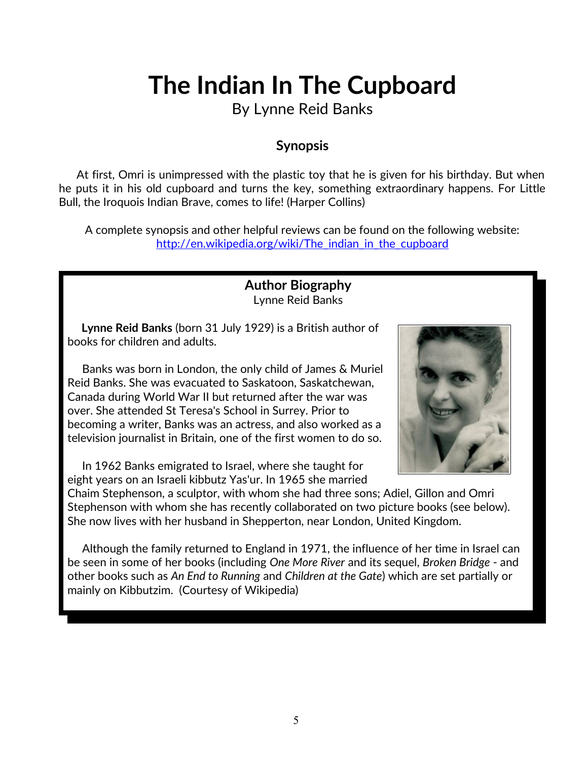# The Indian In The Cupboard

By Lynne Reid Banks

### Synopsis

At first, Omri is unimpressed with the plastic toy that he is given for his birthday. But when he puts it in his old cupboard and turns the key, something extraordinary happens. For Little Bull, the Iroquois Indian Brave, comes to life! (Harper Collins)

A complete synopsis and other helpful reviews can be found on the following website: [http://en.wikipedia.org/wiki/The_indian_in_the_cupboard](http://en.wikipedia.org/wiki/The_indian_in_the_cupboard)

### Author Biography

Lynne Reid Banks

**Lynne Reid Banks** (born 31 July 1929) is a British author of books for children and adults.

Banks was born in London, the only child of James & Muriel Reid Banks. She was evacuated to Saskatoon, Saskatchewan, Canada during World War II but returned after the war was over. She attended St Teresa's School in Surrey. Prior to becoming a writer, Banks was an actress, and also worked as a television journalist in Britain, one of the first women to do so.

In 1962 Banks emigrated to Israel, where she taught for eight years on an Israeli kibbutz Yas'ur. In 1965 she married Chaim Stephenson, a sculptor, with whom she had three sons; Adiel, Gillon and Omri Stephenson with whom she has recently collaborated on two picture books (see below). She now lives with her husband in Shepperton, near London, United Kingdom.

Although the family returned to England in 1971, the influence of her time in Israel can be seen in some of her books (including *One More River* and its sequel, *Broken Bridge* - and other books such as *An End to Running* and *Children at the Gate*) which are set partially or mainly on Kibbutzim. (Courtesy of Wikipedia)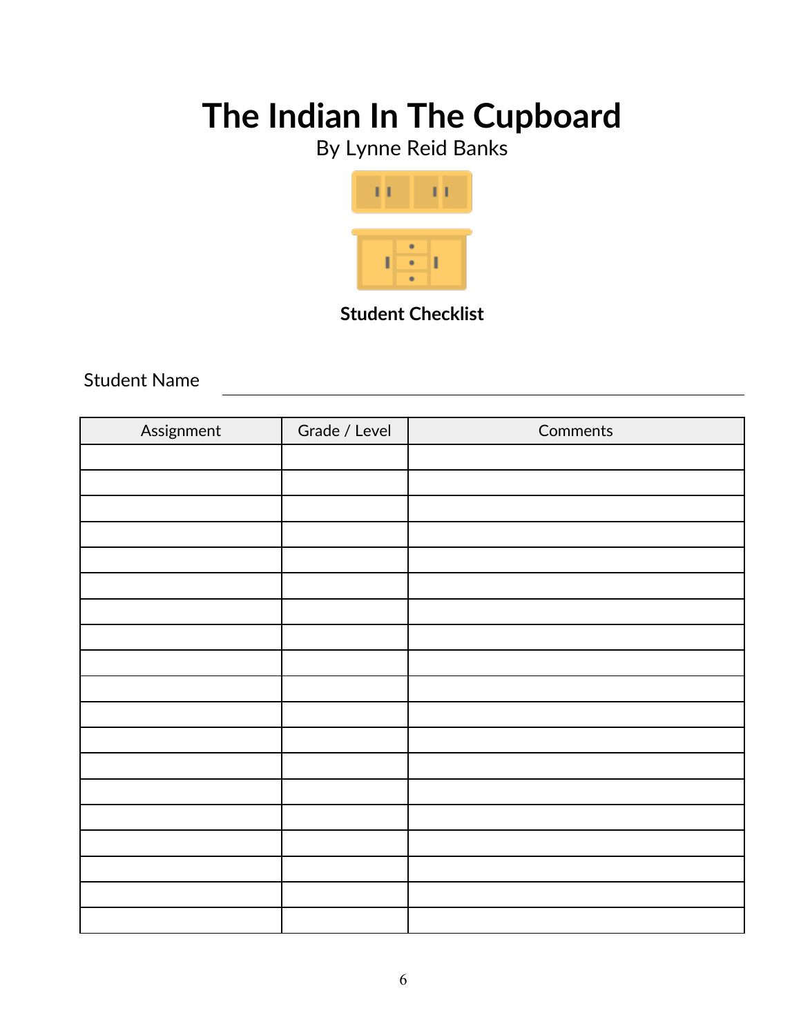# The Indian In The Cupboard

By Lynne Reid Banks

**Student Checklist**

Student Name ________________________________

| Assignment | Grade / Level | Comments |
|---|---|---|
| | | |
| | | |
| | | |
| | | |
| | | |
| | | |
| | | |
| | | |
| | | |
| | | |
| | | |
| | | |
| | | |
| | | |
| | | |
| | | |
| | | |
| | | |
| | | |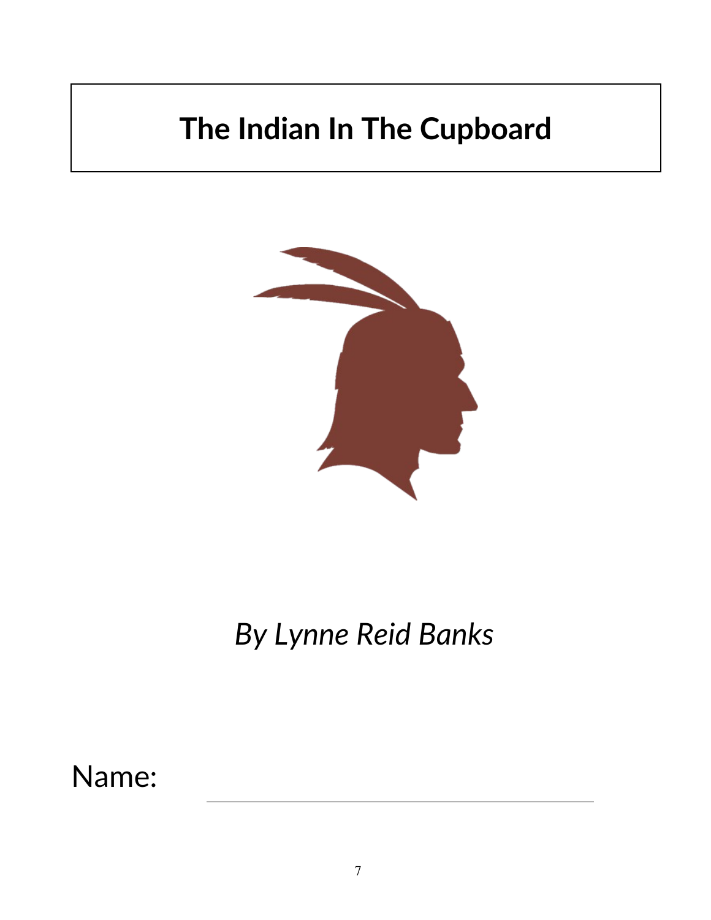# The Indian In The Cupboard

*By Lynne Reid Banks*

Name: ______________________________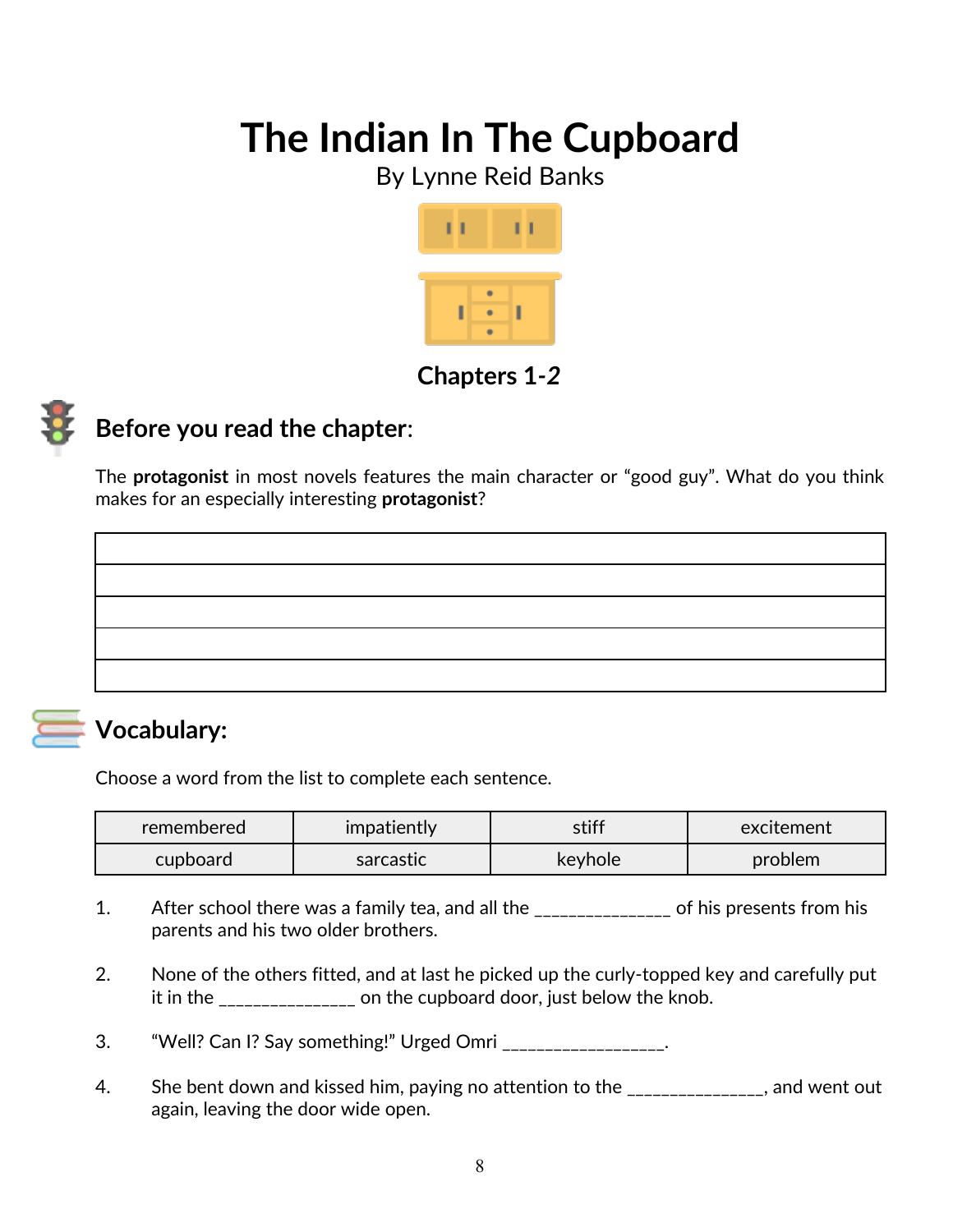# The Indian In The Cupboard

By Lynne Reid Banks

## Chapters 1-*2*

## Before you read the chapter:

The **protagonist** in most novels features the main character or "good guy". What do you think makes for an especially interesting **protagonist**?

| |
|---|
| |
| |
| |
| |
| |

## Vocabulary:

Choose a word from the list to complete each sentence.

| remembered | impatiently | stiff | excitement |
|---|---|---|---|
| cupboard | sarcastic | keyhole | problem |

1. After school there was a family tea, and all the _______________ of his presents from his parents and his two older brothers.

2. None of the others fitted, and at last he picked up the curly-topped key and carefully put it in the _______________ on the cupboard door, just below the knob.

3. "Well? Can I? Say something!" Urged Omri __________________.

4. She bent down and kissed him, paying no attention to the _______________, and went out again, leaving the door wide open.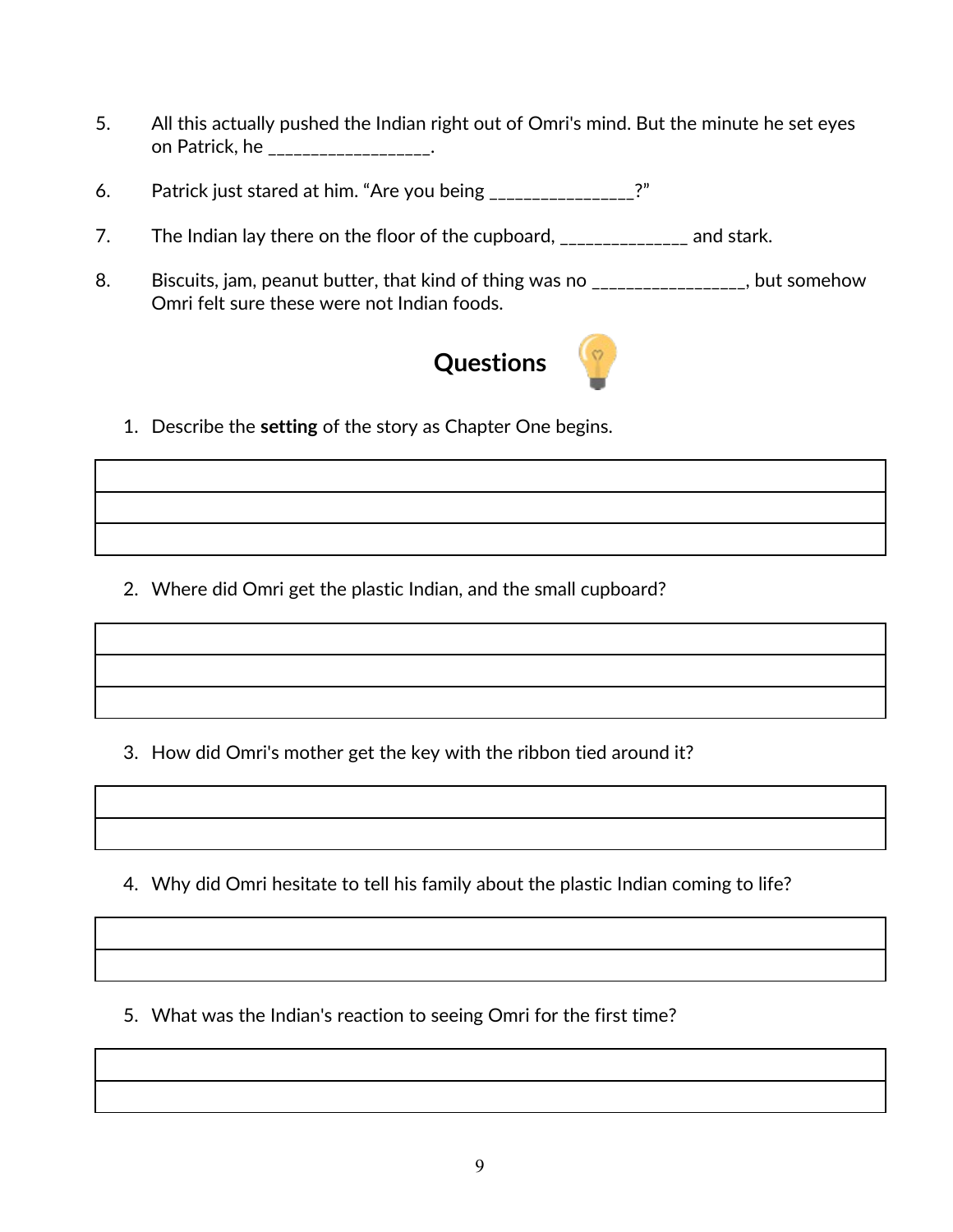5. All this actually pushed the Indian right out of Omri's mind. But the minute he set eyes on Patrick, he __________________.

6. Patrick just stared at him. "Are you being ________________?"

7. The Indian lay there on the floor of the cupboard, ______________ and stark.

8. Biscuits, jam, peanut butter, that kind of thing was no _________________, but somehow Omri felt sure these were not Indian foods.

## Questions

1. Describe the **setting** of the story as Chapter One begins.

| |
|---|
| |
| |
| |

2. Where did Omri get the plastic Indian, and the small cupboard?

| |
|---|
| |
| |
| |

3. How did Omri's mother get the key with the ribbon tied around it?

| |
|---|
| |
| |

4. Why did Omri hesitate to tell his family about the plastic Indian coming to life?

| |
|---|
| |
| |

5. What was the Indian's reaction to seeing Omri for the first time?

| |
|---|
| |
| |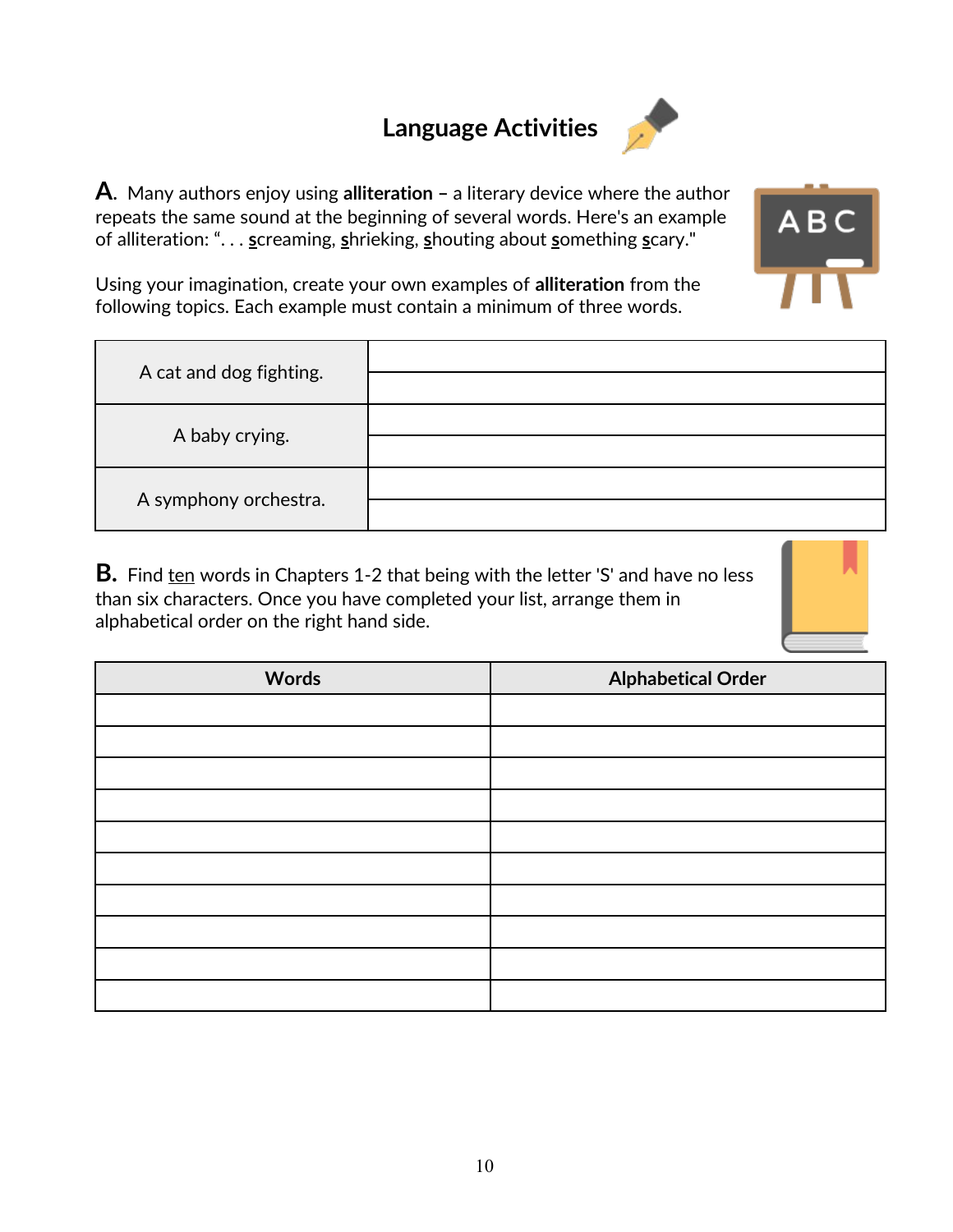# Language Activities

**A.** Many authors enjoy using **alliteration** – a literary device where the author repeats the same sound at the beginning of several words. Here's an example of alliteration: ". . . screaming, shrieking, shouting about something scary."

Using your imagination, create your own examples of **alliteration** from the following topics. Each example must contain a minimum of three words.

| | |
|---|---|
| A cat and dog fighting. | |
| | |
| A baby crying. | |
| | |
| A symphony orchestra. | |
| | |

**B.** Find ten words in Chapters 1-2 that being with the letter 'S' and have no less than six characters. Once you have completed your list, arrange them in alphabetical order on the right hand side.

| Words | Alphabetical Order |
|---|---|
| | |
| | |
| | |
| | |
| | |
| | |
| | |
| | |
| | |
| | |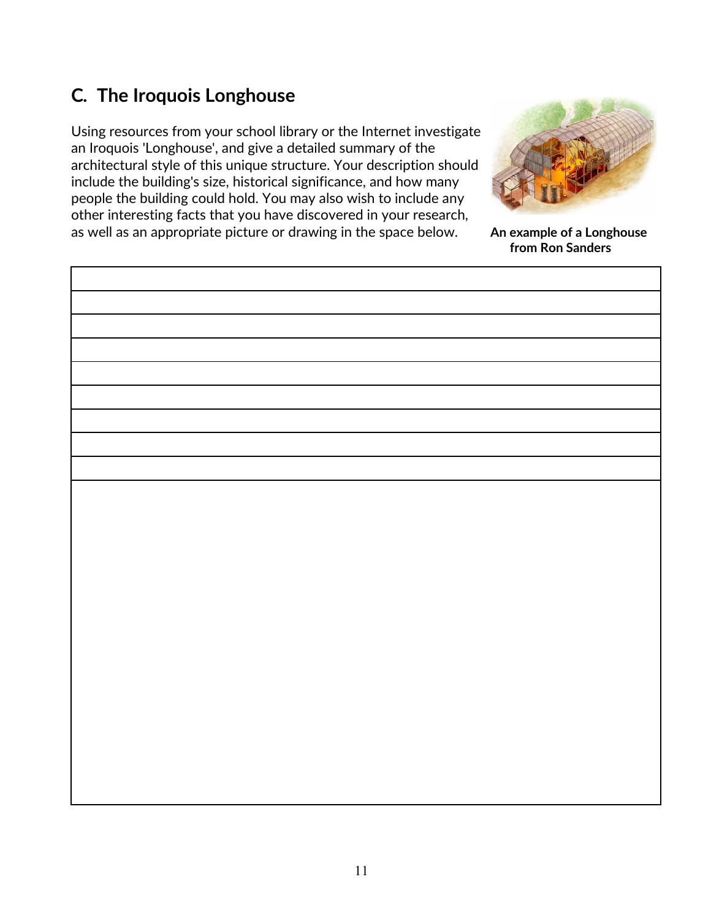## C. The Iroquois Longhouse

Using resources from your school library or the Internet investigate an Iroquois 'Longhouse', and give a detailed summary of the architectural style of this unique structure. Your description should include the building's size, historical significance, and how many people the building could hold. You may also wish to include any other interesting facts that you have discovered in your research, as well as an appropriate picture or drawing in the space below.

**An example of a Longhouse from Ron Sanders**